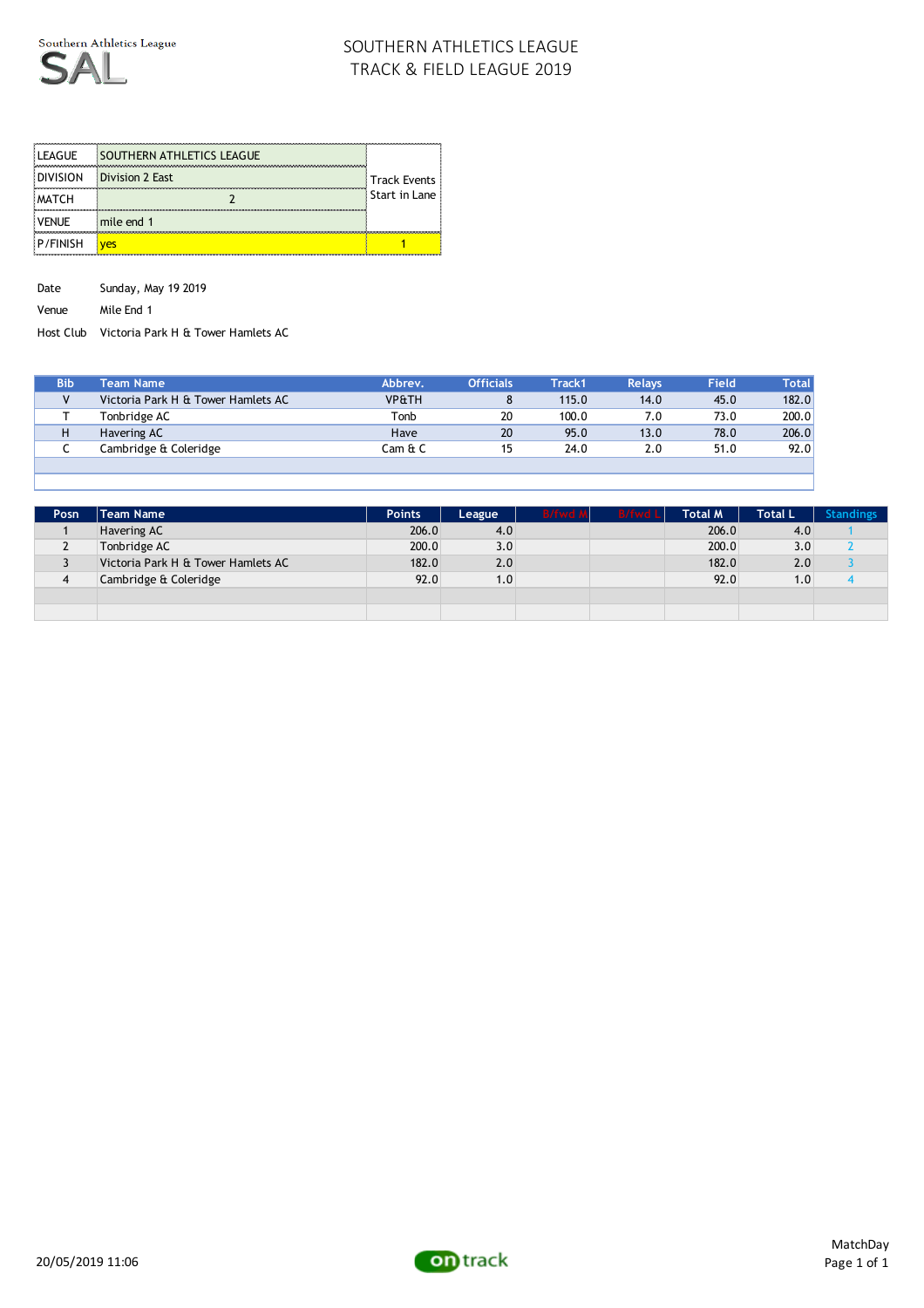Southern Athletics League

SAL

# SOUTHERN ATHLETICS LEAGUE
## TRACK & FIELD LEAGUE 2019

| LEAGUE | SOUTHERN ATHLETICS LEAGUE | Track Events Start in Lane |
|---|---|---|
| DIVISION | Division 2 East | |
| MATCH | 2 | |
| VENUE | mile end 1 | |
| P/FINISH | yes | 1 |

Date Sunday, May 19 2019

Venue Mile End 1

Host Club Victoria Park H & Tower Hamlets AC

| Bib | Team Name | Abbrev. | Officials | Track1 | Relays | Field | Total |
|---|---|---|---|---|---|---|---|
| V | Victoria Park H & Tower Hamlets AC | VP&TH | 8 | 115.0 | 14.0 | 45.0 | 182.0 |
| T | Tonbridge AC | Tonb | 20 | 100.0 | 7.0 | 73.0 | 200.0 |
| H | Havering AC | Have | 20 | 95.0 | 13.0 | 78.0 | 206.0 |
| C | Cambridge & Coleridge | Cam & C | 15 | 24.0 | 2.0 | 51.0 | 92.0 |

| Posn | Team Name | Points | League | B/fwd M | B/fwd L | Total M | Total L | Standings |
|---|---|---|---|---|---|---|---|---|
| 1 | Havering AC | 206.0 | 4.0 | | | 206.0 | 4.0 | 1 |
| 2 | Tonbridge AC | 200.0 | 3.0 | | | 200.0 | 3.0 | 2 |
| 3 | Victoria Park H & Tower Hamlets AC | 182.0 | 2.0 | | | 182.0 | 2.0 | 3 |
| 4 | Cambridge & Coleridge | 92.0 | 1.0 | | | 92.0 | 1.0 | 4 |

20/05/2019 11:06

ontrack

MatchDay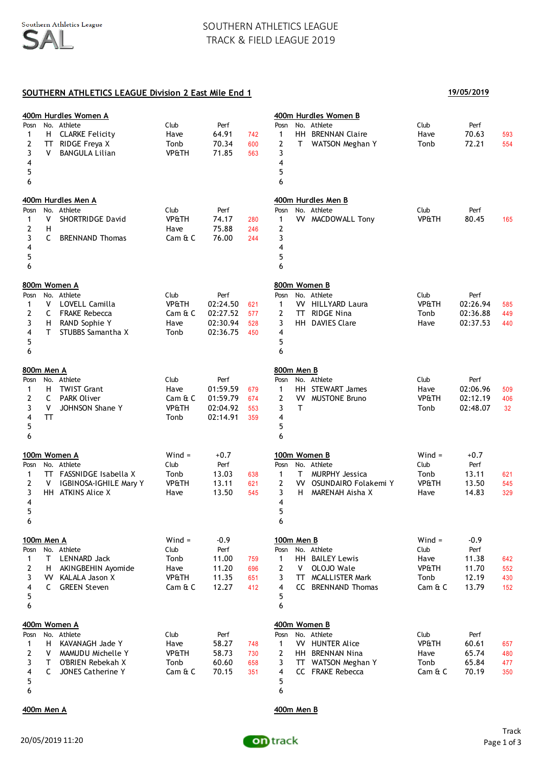# SOUTHERN ATHLETICS LEAGUE
# TRACK & FIELD LEAGUE 2019

## SOUTHERN ATHLETICS LEAGUE Division 2 East Mile End 1

**19/05/2019**

### 400m Hurdles Women A

| Posn | No. | Athlete | Club | Perf | |
|---|---|---|---|---|---|
| 1 | H | CLARKE Felicity | Have | 64.91 | 742 |
| 2 | TT | RIDGE Freya X | Tonb | 70.34 | 600 |
| 3 | V | BANGULA Lilian | VP&TH | 71.85 | 563 |
| 4 | | | | | |
| 5 | | | | | |
| 6 | | | | | |

### 400m Hurdles Women B

| Posn | No. | Athlete | Club | Perf | |
|---|---|---|---|---|---|
| 1 | HH | BRENNAN Claire | Have | 70.63 | 593 |
| 2 | T | WATSON Meghan Y | Tonb | 72.21 | 554 |
| 3 | | | | | |
| 4 | | | | | |
| 5 | | | | | |
| 6 | | | | | |

### 400m Hurdles Men A

| Posn | No. | Athlete | Club | Perf | |
|---|---|---|---|---|---|
| 1 | V | SHORTRIDGE David | VP&TH | 74.17 | 280 |
| 2 | H | | Have | 75.88 | 246 |
| 3 | C | BRENNAND Thomas | Cam & C | 76.00 | 244 |
| 4 | | | | | |
| 5 | | | | | |
| 6 | | | | | |

### 400m Hurdles Men B

| Posn | No. | Athlete | Club | Perf | |
|---|---|---|---|---|---|
| 1 | VV | MACDOWALL Tony | VP&TH | 80.45 | 165 |
| 2 | | | | | |
| 3 | | | | | |
| 4 | | | | | |
| 5 | | | | | |
| 6 | | | | | |

### 800m Women A

| Posn | No. | Athlete | Club | Perf | |
|---|---|---|---|---|---|
| 1 | V | LOVELL Camilla | VP&TH | 02:24.50 | 621 |
| 2 | C | FRAKE Rebecca | Cam & C | 02:27.52 | 577 |
| 3 | H | RAND Sophie Y | Have | 02:30.94 | 528 |
| 4 | T | STUBBS Samantha X | Tonb | 02:36.75 | 450 |
| 5 | | | | | |
| 6 | | | | | |

### 800m Women B

| Posn | No. | Athlete | Club | Perf | |
|---|---|---|---|---|---|
| 1 | VV | HILLYARD Laura | VP&TH | 02:26.94 | 585 |
| 2 | TT | RIDGE Nina | Tonb | 02:36.88 | 449 |
| 3 | HH | DAVIES Clare | Have | 02:37.53 | 440 |
| 4 | | | | | |
| 5 | | | | | |
| 6 | | | | | |

### 800m Men A

| Posn | No. | Athlete | Club | Perf | |
|---|---|---|---|---|---|
| 1 | H | TWIST Grant | Have | 01:59.59 | 679 |
| 2 | C | PARK Oliver | Cam & C | 01:59.79 | 674 |
| 3 | V | JOHNSON Shane Y | VP&TH | 02:04.92 | 553 |
| 4 | TT | | Tonb | 02:14.91 | 359 |
| 5 | | | | | |
| 6 | | | | | |

### 800m Men B

| Posn | No. | Athlete | Club | Perf | |
|---|---|---|---|---|---|
| 1 | HH | STEWART James | Have | 02:06.96 | 509 |
| 2 | VV | MUSTONE Bruno | VP&TH | 02:12.19 | 406 |
| 3 | T | | Tonb | 02:48.07 | 32 |
| 4 | | | | | |
| 5 | | | | | |
| 6 | | | | | |

### 100m Women A

Wind = +0.7

| Posn | No. | Athlete | Club | Perf | |
|---|---|---|---|---|---|
| 1 | TT | FASSNIDGE Isabella X | Tonb | 13.03 | 638 |
| 2 | V | IGBINOSA-IGHILE Mary Y | VP&TH | 13.11 | 621 |
| 3 | HH | ATKINS Alice X | Have | 13.50 | 545 |
| 4 | | | | | |
| 5 | | | | | |
| 6 | | | | | |

### 100m Women B

Wind = +0.7

| Posn | No. | Athlete | Club | Perf | |
|---|---|---|---|---|---|
| 1 | T | MURPHY Jessica | Tonb | 13.11 | 621 |
| 2 | VV | OSUNDAIRO Folakemi Y | VP&TH | 13.50 | 545 |
| 3 | H | MARENAH Aisha X | Have | 14.83 | 329 |
| 4 | | | | | |
| 5 | | | | | |
| 6 | | | | | |

### 100m Men A

Wind = -0.9

| Posn | No. | Athlete | Club | Perf | |
|---|---|---|---|---|---|
| 1 | T | LENNARD Jack | Tonb | 11.00 | 759 |
| 2 | H | AKINGBEHIN Ayomide | Have | 11.20 | 696 |
| 3 | VV | KALALA Jason X | VP&TH | 11.35 | 651 |
| 4 | C | GREEN Steven | Cam & C | 12.27 | 412 |
| 5 | | | | | |
| 6 | | | | | |

### 100m Men B

Wind = -0.9

| Posn | No. | Athlete | Club | Perf | |
|---|---|---|---|---|---|
| 1 | HH | BAILEY Lewis | Have | 11.38 | 642 |
| 2 | V | OLOJO Wale | VP&TH | 11.70 | 552 |
| 3 | TT | MCALLISTER Mark | Tonb | 12.19 | 430 |
| 4 | CC | BRENNAND Thomas | Cam & C | 13.79 | 152 |
| 5 | | | | | |
| 6 | | | | | |

### 400m Women A

| Posn | No. | Athlete | Club | Perf | |
|---|---|---|---|---|---|
| 1 | H | KAVANAGH Jade Y | Have | 58.27 | 748 |
| 2 | V | MAMUDU Michelle Y | VP&TH | 58.73 | 730 |
| 3 | T | O'BRIEN Rebekah X | Tonb | 60.60 | 658 |
| 4 | C | JONES Catherine Y | Cam & C | 70.15 | 351 |
| 5 | | | | | |
| 6 | | | | | |

### 400m Women B

| Posn | No. | Athlete | Club | Perf | |
|---|---|---|---|---|---|
| 1 | VV | HUNTER Alice | VP&TH | 60.61 | 657 |
| 2 | HH | BRENNAN Nina | Have | 65.74 | 480 |
| 3 | TT | WATSON Meghan Y | Tonb | 65.84 | 477 |
| 4 | CC | FRAKE Rebecca | Cam & C | 70.19 | 350 |
| 5 | | | | | |
| 6 | | | | | |

### 400m Men A

### 400m Men B

20/05/2019 11:20

Track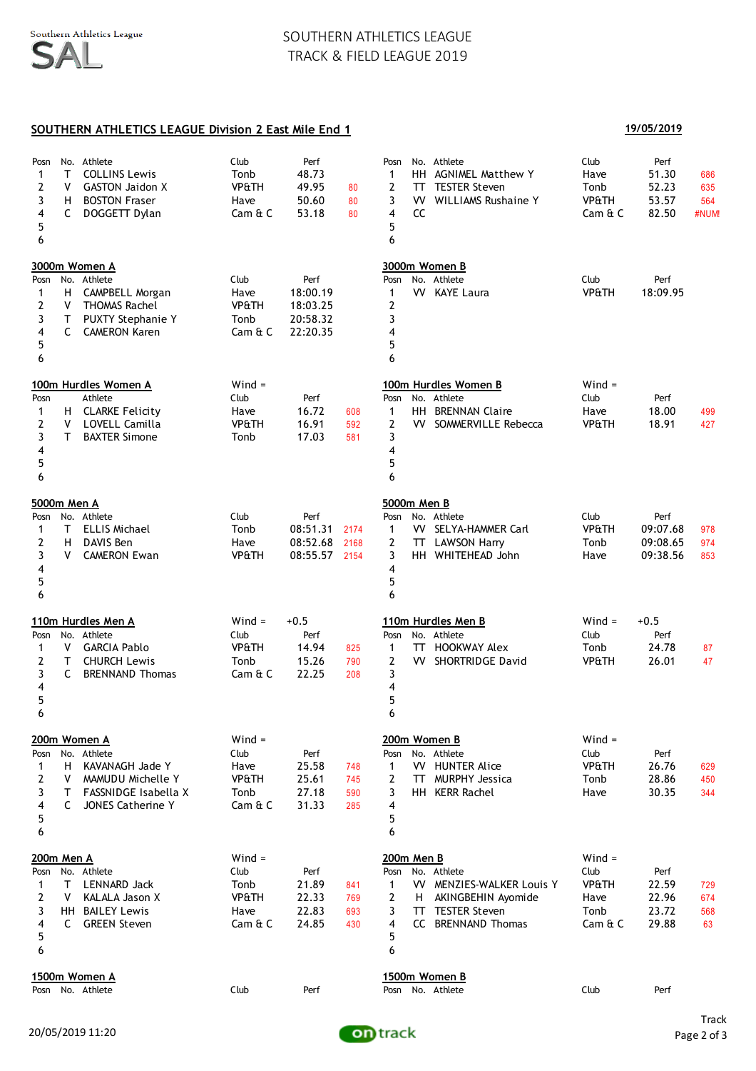# SOUTHERN ATHLETICS LEAGUE
## TRACK & FIELD LEAGUE 2019

**SOUTHERN ATHLETICS LEAGUE Division 2 East Mile End 1** — **19/05/2019**

| Posn | No. | Athlete | Club | Perf | |
|---|---|---|---|---|---|
| 1 | T | COLLINS Lewis | Tonb | 48.73 | |
| 2 | V | GASTON Jaidon X | VP&TH | 49.95 | 80 |
| 3 | H | BOSTON Fraser | Have | 50.60 | 80 |
| 4 | C | DOGGETT Dylan | Cam & C | 53.18 | 80 |
| 5 | | | | | |
| 6 | | | | | |

| Posn | No. | Athlete | Club | Perf | |
|---|---|---|---|---|---|
| 1 | HH | AGNIMEL Matthew Y | Have | 51.30 | 686 |
| 2 | TT | TESTER Steven | Tonb | 52.23 | 635 |
| 3 | VV | WILLIAMS Rushaine Y | VP&TH | 53.57 | 564 |
| 4 | CC | | Cam & C | 82.50 | #NUM! |
| 5 | | | | | |
| 6 | | | | | |

### 3000m Women A

| Posn | No. | Athlete | Club | Perf |
|---|---|---|---|---|
| 1 | H | CAMPBELL Morgan | Have | 18:00.19 |
| 2 | V | THOMAS Rachel | VP&TH | 18:03.25 |
| 3 | T | PUXTY Stephanie Y | Tonb | 20:58.32 |
| 4 | C | CAMERON Karen | Cam & C | 22:20.35 |
| 5 | | | | |
| 6 | | | | |

### 3000m Women B

| Posn | No. | Athlete | Club | Perf |
|---|---|---|---|---|
| 1 | VV | KAYE Laura | VP&TH | 18:09.95 |
| 2 | | | | |
| 3 | | | | |
| 4 | | | | |
| 5 | | | | |
| 6 | | | | |

### 100m Hurdles Women A

Wind =

| Posn | No. | Athlete | Club | Perf | |
|---|---|---|---|---|---|
| 1 | H | CLARKE Felicity | Have | 16.72 | 608 |
| 2 | V | LOVELL Camilla | VP&TH | 16.91 | 592 |
| 3 | T | BAXTER Simone | Tonb | 17.03 | 581 |
| 4 | | | | | |
| 5 | | | | | |
| 6 | | | | | |

### 100m Hurdles Women B

Wind =

| Posn | No. | Athlete | Club | Perf | |
|---|---|---|---|---|---|
| 1 | HH | BRENNAN Claire | Have | 18.00 | 499 |
| 2 | VV | SOMMERVILLE Rebecca | VP&TH | 18.91 | 427 |
| 3 | | | | | |
| 4 | | | | | |
| 5 | | | | | |
| 6 | | | | | |

### 5000m Men A

| Posn | No. | Athlete | Club | Perf | |
|---|---|---|---|---|---|
| 1 | T | ELLIS Michael | Tonb | 08:51.31 | 2174 |
| 2 | H | DAVIS Ben | Have | 08:52.68 | 2168 |
| 3 | V | CAMERON Ewan | VP&TH | 08:55.57 | 2154 |
| 4 | | | | | |
| 5 | | | | | |
| 6 | | | | | |

### 5000m Men B

| Posn | No. | Athlete | Club | Perf | |
|---|---|---|---|---|---|
| 1 | VV | SELYA-HAMMER Carl | VP&TH | 09:07.68 | 978 |
| 2 | TT | LAWSON Harry | Tonb | 09:08.65 | 974 |
| 3 | HH | WHITEHEAD John | Have | 09:38.56 | 853 |
| 4 | | | | | |
| 5 | | | | | |
| 6 | | | | | |

### 110m Hurdles Men A

Wind = +0.5

| Posn | No. | Athlete | Club | Perf | |
|---|---|---|---|---|---|
| 1 | V | GARCIA Pablo | VP&TH | 14.94 | 825 |
| 2 | T | CHURCH Lewis | Tonb | 15.26 | 790 |
| 3 | C | BRENNAND Thomas | Cam & C | 22.25 | 208 |
| 4 | | | | | |
| 5 | | | | | |
| 6 | | | | | |

### 110m Hurdles Men B

Wind = +0.5

| Posn | No. | Athlete | Club | Perf | |
|---|---|---|---|---|---|
| 1 | TT | HOOKWAY Alex | Tonb | 24.78 | 87 |
| 2 | VV | SHORTRIDGE David | VP&TH | 26.01 | 47 |
| 3 | | | | | |
| 4 | | | | | |
| 5 | | | | | |
| 6 | | | | | |

### 200m Women A

Wind =

| Posn | No. | Athlete | Club | Perf | |
|---|---|---|---|---|---|
| 1 | H | KAVANAGH Jade Y | Have | 25.58 | 748 |
| 2 | V | MAMUDU Michelle Y | VP&TH | 25.61 | 745 |
| 3 | T | FASSNIDGE Isabella X | Tonb | 27.18 | 590 |
| 4 | C | JONES Catherine Y | Cam & C | 31.33 | 285 |
| 5 | | | | | |
| 6 | | | | | |

### 200m Women B

Wind =

| Posn | No. | Athlete | Club | Perf | |
|---|---|---|---|---|---|
| 1 | VV | HUNTER Alice | VP&TH | 26.76 | 629 |
| 2 | TT | MURPHY Jessica | Tonb | 28.86 | 450 |
| 3 | HH | KERR Rachel | Have | 30.35 | 344 |
| 4 | | | | | |
| 5 | | | | | |
| 6 | | | | | |

### 200m Men A

Wind =

| Posn | No. | Athlete | Club | Perf | |
|---|---|---|---|---|---|
| 1 | T | LENNARD Jack | Tonb | 21.89 | 841 |
| 2 | V | KALALA Jason X | VP&TH | 22.33 | 769 |
| 3 | HH | BAILEY Lewis | Have | 22.83 | 693 |
| 4 | C | GREEN Steven | Cam & C | 24.85 | 430 |
| 5 | | | | | |
| 6 | | | | | |

### 200m Men B

Wind =

| Posn | No. | Athlete | Club | Perf | |
|---|---|---|---|---|---|
| 1 | VV | MENZIES-WALKER Louis Y | VP&TH | 22.59 | 729 |
| 2 | H | AKINGBEHIN Ayomide | Have | 22.96 | 674 |
| 3 | TT | TESTER Steven | Tonb | 23.72 | 568 |
| 4 | CC | BRENNAND Thomas | Cam & C | 29.88 | 63 |
| 5 | | | | | |
| 6 | | | | | |

### 1500m Women A

| Posn | No. | Athlete | Club | Perf |
|---|---|---|---|---|

### 1500m Women B

| Posn | No. | Athlete | Club | Perf |
|---|---|---|---|---|

20/05/2019 11:20 — Track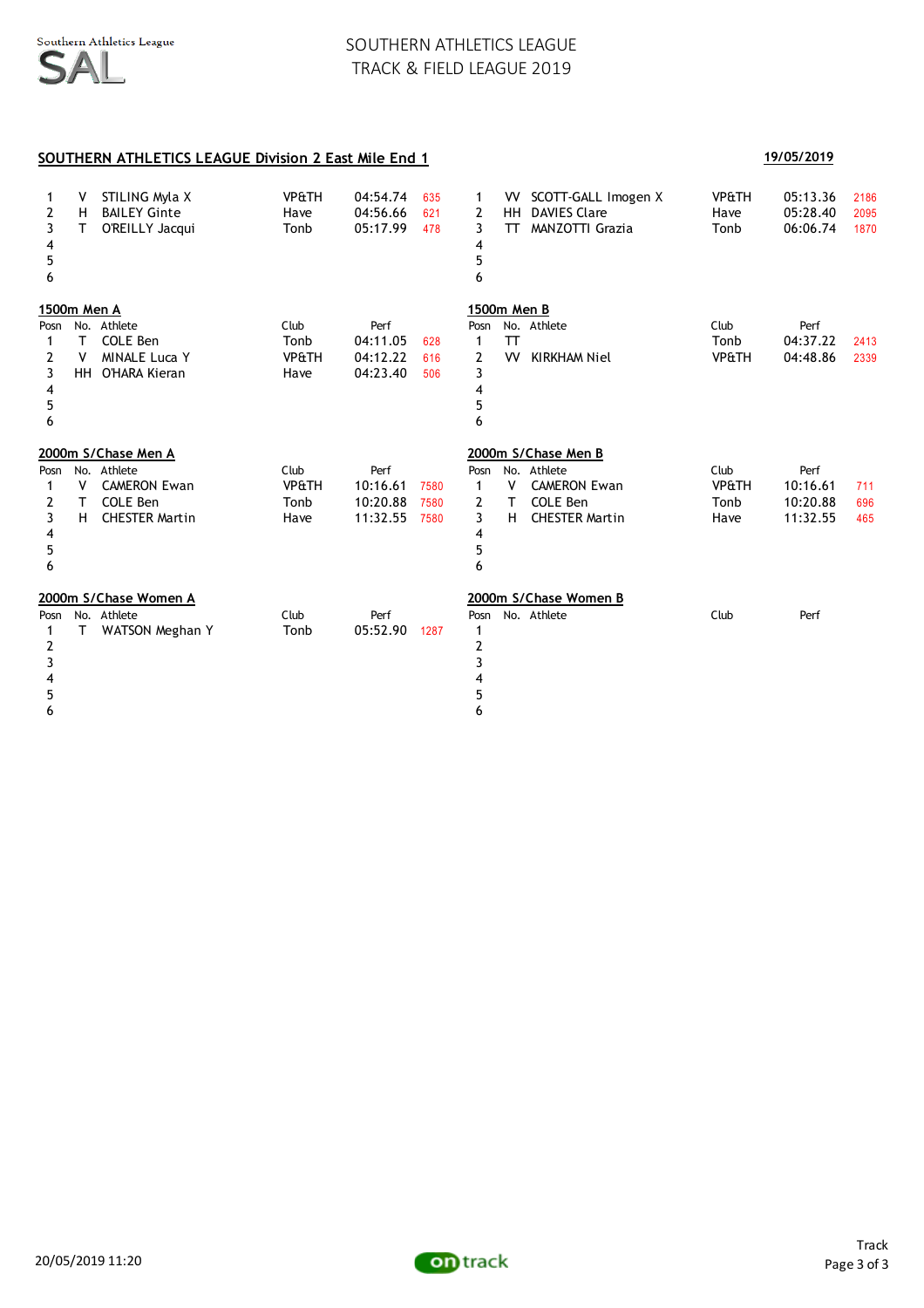# SOUTHERN ATHLETICS LEAGUE
## TRACK & FIELD LEAGUE 2019

**SOUTHERN ATHLETICS LEAGUE Division 2 East Mile End 1** **19/05/2019**

| Posn | No. | Athlete | Club | Perf | |
|---|---|---|---|---|---|
| 1 | V | STILING Myla X | VP&TH | 04:54.74 | 635 |
| 2 | H | BAILEY Ginte | Have | 04:56.66 | 621 |
| 3 | T | O'REILLY Jacqui | Tonb | 05:17.99 | 478 |
| 4 | | | | | |
| 5 | | | | | |
| 6 | | | | | |

| Posn | No. | Athlete | Club | Perf | |
|---|---|---|---|---|---|
| 1 | VV | SCOTT-GALL Imogen X | VP&TH | 05:13.36 | 2186 |
| 2 | HH | DAVIES Clare | Have | 05:28.40 | 2095 |
| 3 | TT | MANZOTTI Grazia | Tonb | 06:06.74 | 1870 |
| 4 | | | | | |
| 5 | | | | | |
| 6 | | | | | |

### 1500m Men A

| Posn | No. | Athlete | Club | Perf | |
|---|---|---|---|---|---|
| 1 | T | COLE Ben | Tonb | 04:11.05 | 628 |
| 2 | V | MINALE Luca Y | VP&TH | 04:12.22 | 616 |
| 3 | HH | O'HARA Kieran | Have | 04:23.40 | 506 |
| 4 | | | | | |
| 5 | | | | | |
| 6 | | | | | |

### 1500m Men B

| Posn | No. | Athlete | Club | Perf | |
|---|---|---|---|---|---|
| 1 | TT | | Tonb | 04:37.22 | 2413 |
| 2 | VV | KIRKHAM Niel | VP&TH | 04:48.86 | 2339 |
| 3 | | | | | |
| 4 | | | | | |
| 5 | | | | | |
| 6 | | | | | |

### 2000m S/Chase Men A

| Posn | No. | Athlete | Club | Perf | |
|---|---|---|---|---|---|
| 1 | V | CAMERON Ewan | VP&TH | 10:16.61 | 7580 |
| 2 | T | COLE Ben | Tonb | 10:20.88 | 7580 |
| 3 | H | CHESTER Martin | Have | 11:32.55 | 7580 |
| 4 | | | | | |
| 5 | | | | | |
| 6 | | | | | |

### 2000m S/Chase Men B

| Posn | No. | Athlete | Club | Perf | |
|---|---|---|---|---|---|
| 1 | V | CAMERON Ewan | VP&TH | 10:16.61 | 711 |
| 2 | T | COLE Ben | Tonb | 10:20.88 | 696 |
| 3 | H | CHESTER Martin | Have | 11:32.55 | 465 |
| 4 | | | | | |
| 5 | | | | | |
| 6 | | | | | |

### 2000m S/Chase Women A

| Posn | No. | Athlete | Club | Perf | |
|---|---|---|---|---|---|
| 1 | T | WATSON Meghan Y | Tonb | 05:52.90 | 1287 |
| 2 | | | | | |
| 3 | | | | | |
| 4 | | | | | |
| 5 | | | | | |
| 6 | | | | | |

### 2000m S/Chase Women B

| Posn | No. | Athlete | Club | Perf |
|---|---|---|---|---|
| 1 | | | | |
| 2 | | | | |
| 3 | | | | |
| 4 | | | | |
| 5 | | | | |
| 6 | | | | |

20/05/2019 11:20

Track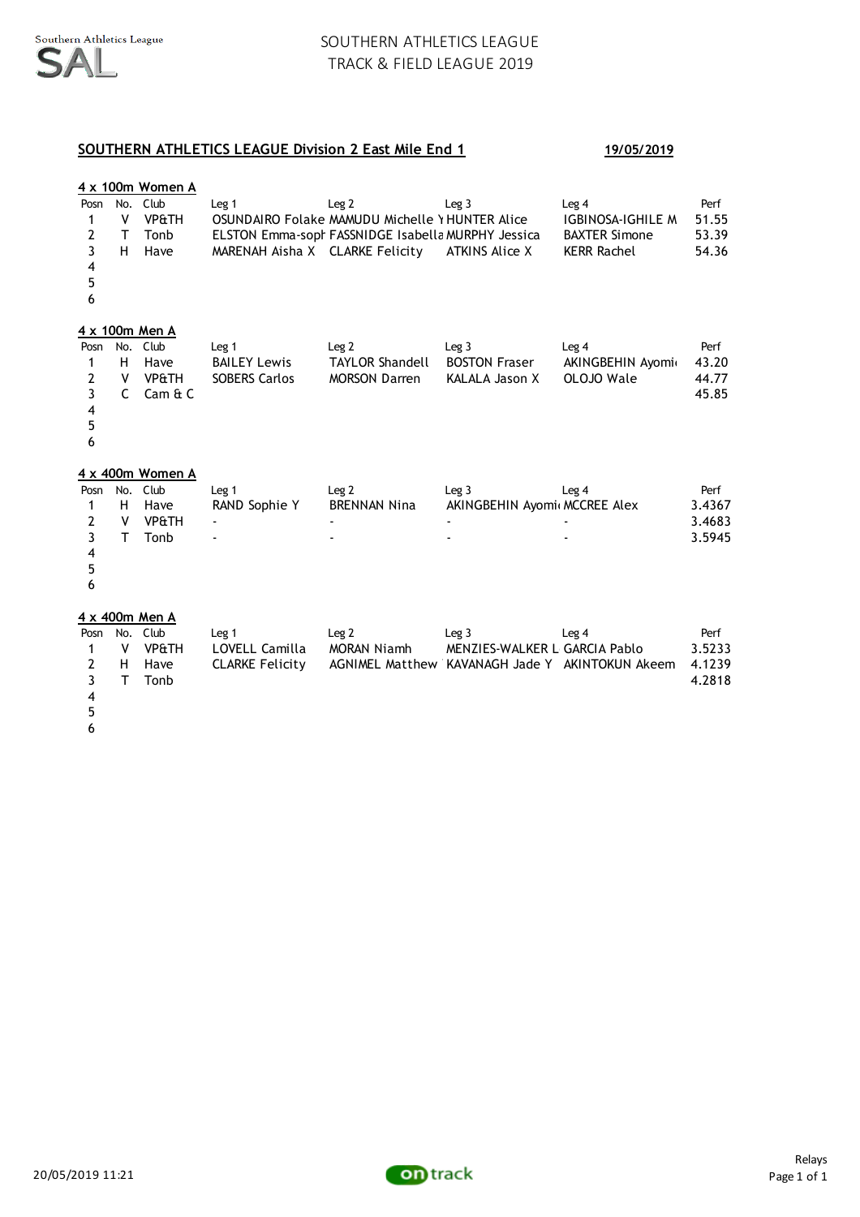# SOUTHERN ATHLETICS LEAGUE
## TRACK & FIELD LEAGUE 2019

**SOUTHERN ATHLETICS LEAGUE Division 2 East Mile End 1** — **19/05/2019**

### 4 x 100m Women A

| Posn | No. | Club | Leg 1 | Leg 2 | Leg 3 | Leg 4 | Perf |
|---|---|---|---|---|---|---|---|
| 1 | V | VP&TH | OSUNDAIRO Folake | MAMUDU Michelle Y | HUNTER Alice | IGBINOSA-IGHILE M | 51.55 |
| 2 | T | Tonb | ELSTON Emma-soph | FASSNIDGE Isabella | MURPHY Jessica | BAXTER Simone | 53.39 |
| 3 | H | Have | MARENAH Aisha X | CLARKE Felicity | ATKINS Alice X | KERR Rachel | 54.36 |
| 4 | | | | | | | |
| 5 | | | | | | | |
| 6 | | | | | | | |

### 4 x 100m Men A

| Posn | No. | Club | Leg 1 | Leg 2 | Leg 3 | Leg 4 | Perf |
|---|---|---|---|---|---|---|---|
| 1 | H | Have | BAILEY Lewis | TAYLOR Shandell | BOSTON Fraser | AKINGBEHIN Ayomi | 43.20 |
| 2 | V | VP&TH | SOBERS Carlos | MORSON Darren | KALALA Jason X | OLOJO Wale | 44.77 |
| 3 | C | Cam & C | | | | | 45.85 |
| 4 | | | | | | | |
| 5 | | | | | | | |
| 6 | | | | | | | |

### 4 x 400m Women A

| Posn | No. | Club | Leg 1 | Leg 2 | Leg 3 | Leg 4 | Perf |
|---|---|---|---|---|---|---|---|
| 1 | H | Have | RAND Sophie Y | BRENNAN Nina | AKINGBEHIN Ayomi | MCCREE Alex | 3.4367 |
| 2 | V | VP&TH | - | - | - | - | 3.4683 |
| 3 | T | Tonb | - | - | - | - | 3.5945 |
| 4 | | | | | | | |
| 5 | | | | | | | |
| 6 | | | | | | | |

### 4 x 400m Men A

| Posn | No. | Club | Leg 1 | Leg 2 | Leg 3 | Leg 4 | Perf |
|---|---|---|---|---|---|---|---|
| 1 | V | VP&TH | LOVELL Camilla | MORAN Niamh | MENZIES-WALKER L | GARCIA Pablo | 3.5233 |
| 2 | H | Have | CLARKE Felicity | AGNIMEL Matthew | KAVANAGH Jade Y | AKINTOKUN Akeem | 4.1239 |
| 3 | T | Tonb | | | | | 4.2818 |
| 4 | | | | | | | |
| 5 | | | | | | | |
| 6 | | | | | | | |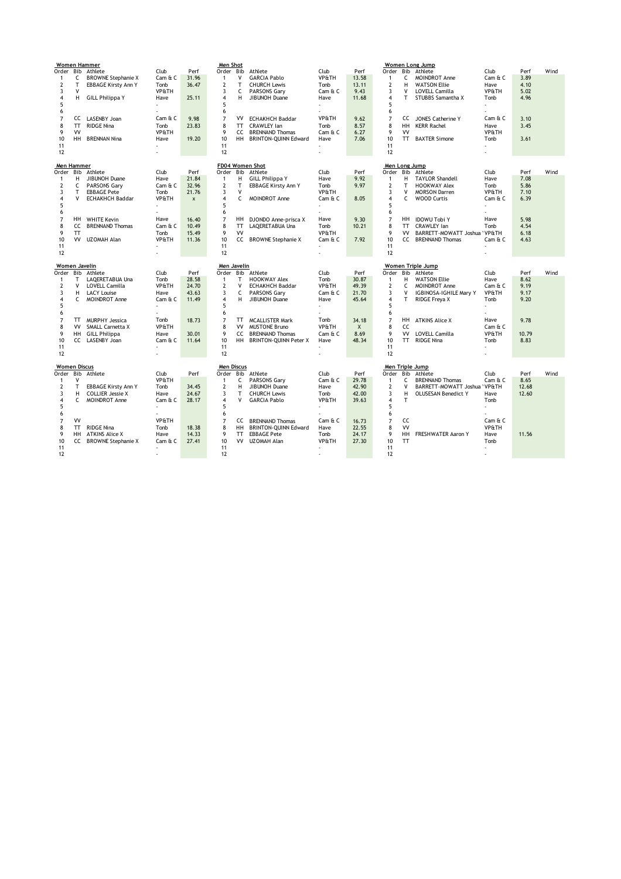### Women Hammer

| Order | Bib | Athlete | Club | Perf |
|---|---|---|---|---|
| 1 | C | BROWNE Stephanie X | Cam & C | 31.96 |
| 2 | T | EBBAGE Kirsty Ann Y | Tonb | 36.47 |
| 3 | V | | VP&TH | |
| 4 | H | GILL Philippa Y | Have | 25.11 |
| 5 | | | - | |
| 6 | | | - | |
| 7 | CC | LASENBY Joan | Cam & C | 9.98 |
| 8 | TT | RIDGE Nina | Tonb | 23.83 |
| 9 | VV | | VP&TH | |
| 10 | HH | BRENNAN Nina | Have | 19.20 |
| 11 | | | - | |
| 12 | | | - | |

### Men Shot

| Order | Bib | Athlete | Club | Perf |
|---|---|---|---|---|
| 1 | V | GARCIA Pablo | VP&TH | 13.58 |
| 2 | T | CHURCH Lewis | Tonb | 13.11 |
| 3 | C | PARSONS Gary | Cam & C | 9.43 |
| 4 | H | JIBUNOH Duane | Have | 11.68 |
| 5 | | | - | |
| 6 | | | - | |
| 7 | VV | ECHAKHCH Baddar | VP&TH | 9.62 |
| 8 | TT | CRAWLEY Ian | Tonb | 8.57 |
| 9 | CC | BRENNAND Thomas | Cam & C | 6.27 |
| 10 | HH | BRINTON-QUINN Edward | Have | 7.06 |
| 11 | | | - | |
| 12 | | | - | |

### Women Long Jump

| Order | Bib | Athlete | Club | Perf | Wind |
|---|---|---|---|---|---|
| 1 | C | MOINDROT Anne | Cam & C | 3.89 | |
| 2 | H | WATSON Ellie | Have | 4.10 | |
| 3 | V | LOVELL Camilla | VP&TH | 5.02 | |
| 4 | T | STUBBS Samantha X | Tonb | 4.96 | |
| 5 | | | - | | |
| 6 | | | - | | |
| 7 | CC | JONES Catherine Y | Cam & C | 3.10 | |
| 8 | HH | KERR Rachel | Have | 3.45 | |
| 9 | VV | | VP&TH | | |
| 10 | TT | BAXTER Simone | Tonb | 3.61 | |
| 11 | | | - | | |
| 12 | | | - | | |

### Men Hammer

| Order | Bib | Athlete | Club | Perf |
|---|---|---|---|---|
| 1 | H | JIBUNOH Duane | Have | 21.84 |
| 2 | C | PARSONS Gary | Cam & C | 32.96 |
| 3 | T | EBBAGE Pete | Tonb | 21.76 |
| 4 | V | ECHAKHCH Baddar | VP&TH | x |
| 5 | | | - | |
| 6 | | | - | |
| 7 | HH | WHITE Kevin | Have | 16.40 |
| 8 | CC | BRENNAND Thomas | Cam & C | 10.49 |
| 9 | TT | | Tonb | 15.49 |
| 10 | VV | UZOMAH Alan | VP&TH | 11.36 |
| 11 | | | - | |
| 12 | | | - | |

### FD04 Women Shot

| Order | Bib | Athlete | Club | Perf |
|---|---|---|---|---|
| 1 | H | GILL Philippa Y | Have | 9.92 |
| 2 | T | EBBAGE Kirsty Ann Y | Tonb | 9.97 |
| 3 | V | | VP&TH | |
| 4 | C | MOINDROT Anne | Cam & C | 8.05 |
| 5 | | | - | |
| 6 | | | - | |
| 7 | HH | DJONDO Anne-prisca X | Have | 9.30 |
| 8 | TT | LAQERETABUA Una | Tonb | 10.21 |
| 9 | VV | | VP&TH | |
| 10 | CC | BROWNE Stephanie X | Cam & C | 7.92 |
| 11 | | | - | |
| 12 | | | - | |

### Men Long Jump

| Order | Bib | Athlete | Club | Perf | Wind |
|---|---|---|---|---|---|
| 1 | H | TAYLOR Shandell | Have | 7.08 | |
| 2 | T | HOOKWAY Alex | Tonb | 5.86 | |
| 3 | V | MORSON Darren | VP&TH | 7.10 | |
| 4 | C | WOOD Curtis | Cam & C | 6.39 | |
| 5 | | | - | | |
| 6 | | | - | | |
| 7 | HH | IDOWU Tobi Y | Have | 5.98 | |
| 8 | TT | CRAWLEY Ian | Tonb | 4.54 | |
| 9 | VV | BARRETT-MOWATT Joshua ` | VP&TH | 6.18 | |
| 10 | CC | BRENNAND Thomas | Cam & C | 4.63 | |
| 11 | | | - | | |
| 12 | | | - | | |

### Women Javelin

| Order | Bib | Athlete | Club | Perf |
|---|---|---|---|---|
| 1 | T | LAQERETABUA Una | Tonb | 28.58 |
| 2 | V | LOVELL Camilla | VP&TH | 24.70 |
| 3 | H | LACY Louise | Have | 43.63 |
| 4 | C | MOINDROT Anne | Cam & C | 11.49 |
| 5 | | | - | |
| 6 | | | - | |
| 7 | TT | MURPHY Jessica | Tonb | 18.73 |
| 8 | VV | SMALL Carnetta X | VP&TH | |
| 9 | HH | GILL Philippa | Have | 30.01 |
| 10 | CC | LASENBY Joan | Cam & C | 11.64 |
| 11 | | | - | |
| 12 | | | - | |

### Men Javelin

| Order | Bib | Athlete | Club | Perf |
|---|---|---|---|---|
| 1 | T | HOOKWAY Alex | Tonb | 30.87 |
| 2 | V | ECHAKHCH Baddar | VP&TH | 49.39 |
| 3 | C | PARSONS Gary | Cam & C | 21.70 |
| 4 | H | JIBUNOH Duane | Have | 45.64 |
| 5 | | | - | |
| 6 | | | - | |
| 7 | TT | MCALLISTER Mark | Tonb | 34.18 |
| 8 | VV | MUSTONE Bruno | VP&TH | X |
| 9 | CC | BRENNAND Thomas | Cam & C | 8.69 |
| 10 | HH | BRINTON-QUINN Peter X | Have | 48.34 |
| 11 | | | - | |
| 12 | | | - | |

### Women Triple Jump

| Order | Bib | Athlete | Club | Perf | Wind |
|---|---|---|---|---|---|
| 1 | H | WATSON Ellie | Have | 8.62 | |
| 2 | C | MOINDROT Anne | Cam & C | 9.19 | |
| 3 | V | IGBINOSA-IGHILE Mary Y | VP&TH | 9.17 | |
| 4 | T | RIDGE Freya X | Tonb | 9.20 | |
| 5 | | | - | | |
| 6 | | | - | | |
| 7 | HH | ATKINS Alice X | Have | 9.78 | |
| 8 | CC | | Cam & C | | |
| 9 | VV | LOVELL Camilla | VP&TH | 10.79 | |
| 10 | TT | RIDGE Nina | Tonb | 8.83 | |
| 11 | | | - | | |
| 12 | | | - | | |

### Women Discus

| Order | Bib | Athlete | Club | Perf |
|---|---|---|---|---|
| 1 | V | | VP&TH | |
| 2 | T | EBBAGE Kirsty Ann Y | Tonb | 34.45 |
| 3 | H | COLLIER Jessie X | Have | 24.67 |
| 4 | C | MOINDROT Anne | Cam & C | 28.17 |
| 5 | | | - | |
| 6 | | | - | |
| 7 | VV | | VP&TH | |
| 8 | TT | RIDGE Nina | Tonb | 18.38 |
| 9 | HH | ATKINS Alice X | Have | 14.33 |
| 10 | CC | BROWNE Stephanie X | Cam & C | 27.41 |
| 11 | | | - | |
| 12 | | | - | |

### Men Discus

| Order | Bib | Athlete | Club | Perf |
|---|---|---|---|---|
| 1 | C | PARSONS Gary | Cam & C | 29.78 |
| 2 | H | JIBUNOH Duane | Have | 42.90 |
| 3 | T | CHURCH Lewis | Tonb | 42.00 |
| 4 | V | GARCIA Pablo | VP&TH | 39.63 |
| 5 | | | - | |
| 6 | | | - | |
| 7 | CC | BRENNAND Thomas | Cam & C | 16.73 |
| 8 | HH | BRINTON-QUINN Edward | Have | 22.55 |
| 9 | TT | EBBAGE Pete | Tonb | 24.17 |
| 10 | VV | UZOMAH Alan | VP&TH | 27.30 |
| 11 | | | - | |
| 12 | | | - | |

### Men Triple Jump

| Order | Bib | Athlete | Club | Perf | Wind |
|---|---|---|---|---|---|
| 1 | C | BRENNAND Thomas | Cam & C | 8.65 | |
| 2 | V | BARRETT-MOWATT Joshua ` | VP&TH | 12.68 | |
| 3 | H | OLUSESAN Benedict Y | Have | 12.60 | |
| 4 | T | | Tonb | | |
| 5 | | | - | | |
| 6 | | | - | | |
| 7 | CC | | Cam & C | | |
| 8 | VV | | VP&TH | | |
| 9 | HH | FRESHWATER Aaron Y | Have | 11.56 | |
| 10 | TT | | Tonb | | |
| 11 | | | - | | |
| 12 | | | - | | |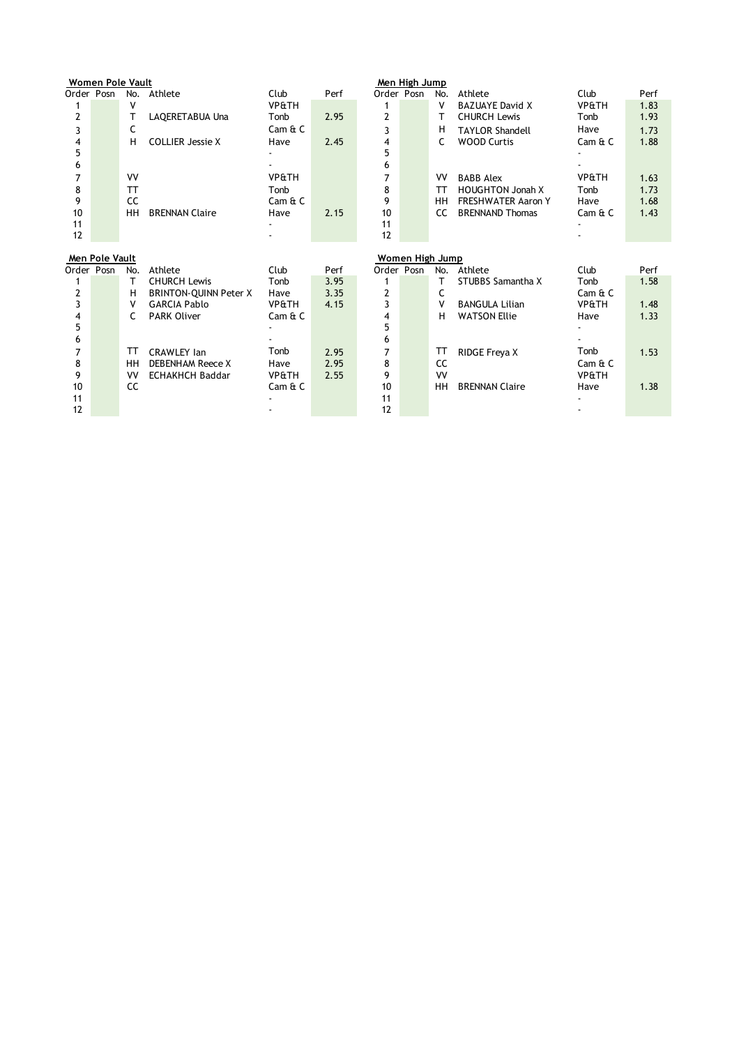**Women Pole Vault**

| Order | Posn | No. | Athlete | Club | Perf |
|---|---|---|---|---|---|
| 1 | | V | | VP&TH | |
| 2 | | T | LAQERETABUA Una | Tonb | 2.95 |
| 3 | | C | | Cam & C | |
| 4 | | H | COLLIER Jessie X | Have | 2.45 |
| 5 | | | | - | |
| 6 | | | | - | |
| 7 | | VV | | VP&TH | |
| 8 | | TT | | Tonb | |
| 9 | | CC | | Cam & C | |
| 10 | | HH | BRENNAN Claire | Have | 2.15 |
| 11 | | | | - | |
| 12 | | | | - | |

**Men High Jump**

| Order | Posn | No. | Athlete | Club | Perf |
|---|---|---|---|---|---|
| 1 | | V | BAZUAYE David X | VP&TH | 1.83 |
| 2 | | T | CHURCH Lewis | Tonb | 1.93 |
| 3 | | H | TAYLOR Shandell | Have | 1.73 |
| 4 | | C | WOOD Curtis | Cam & C | 1.88 |
| 5 | | | | - | |
| 6 | | | | - | |
| 7 | | VV | BABB Alex | VP&TH | 1.63 |
| 8 | | TT | HOUGHTON Jonah X | Tonb | 1.73 |
| 9 | | HH | FRESHWATER Aaron Y | Have | 1.68 |
| 10 | | CC | BRENNAND Thomas | Cam & C | 1.43 |
| 11 | | | | - | |
| 12 | | | | - | |

**Men Pole Vault**

| Order | Posn | No. | Athlete | Club | Perf |
|---|---|---|---|---|---|
| 1 | | T | CHURCH Lewis | Tonb | 3.95 |
| 2 | | H | BRINTON-QUINN Peter X | Have | 3.35 |
| 3 | | V | GARCIA Pablo | VP&TH | 4.15 |
| 4 | | C | PARK Oliver | Cam & C | |
| 5 | | | | - | |
| 6 | | | | - | |
| 7 | | TT | CRAWLEY Ian | Tonb | 2.95 |
| 8 | | HH | DEBENHAM Reece X | Have | 2.95 |
| 9 | | VV | ECHAKHCH Baddar | VP&TH | 2.55 |
| 10 | | CC | | Cam & C | |
| 11 | | | | - | |
| 12 | | | | - | |

**Women High Jump**

| Order | Posn | No. | Athlete | Club | Perf |
|---|---|---|---|---|---|
| 1 | | T | STUBBS Samantha X | Tonb | 1.58 |
| 2 | | C | | Cam & C | |
| 3 | | V | BANGULA Lilian | VP&TH | 1.48 |
| 4 | | H | WATSON Ellie | Have | 1.33 |
| 5 | | | | - | |
| 6 | | | | - | |
| 7 | | TT | RIDGE Freya X | Tonb | 1.53 |
| 8 | | CC | | Cam & C | |
| 9 | | VV | | VP&TH | |
| 10 | | HH | BRENNAN Claire | Have | 1.38 |
| 11 | | | | - | |
| 12 | | | | - | |